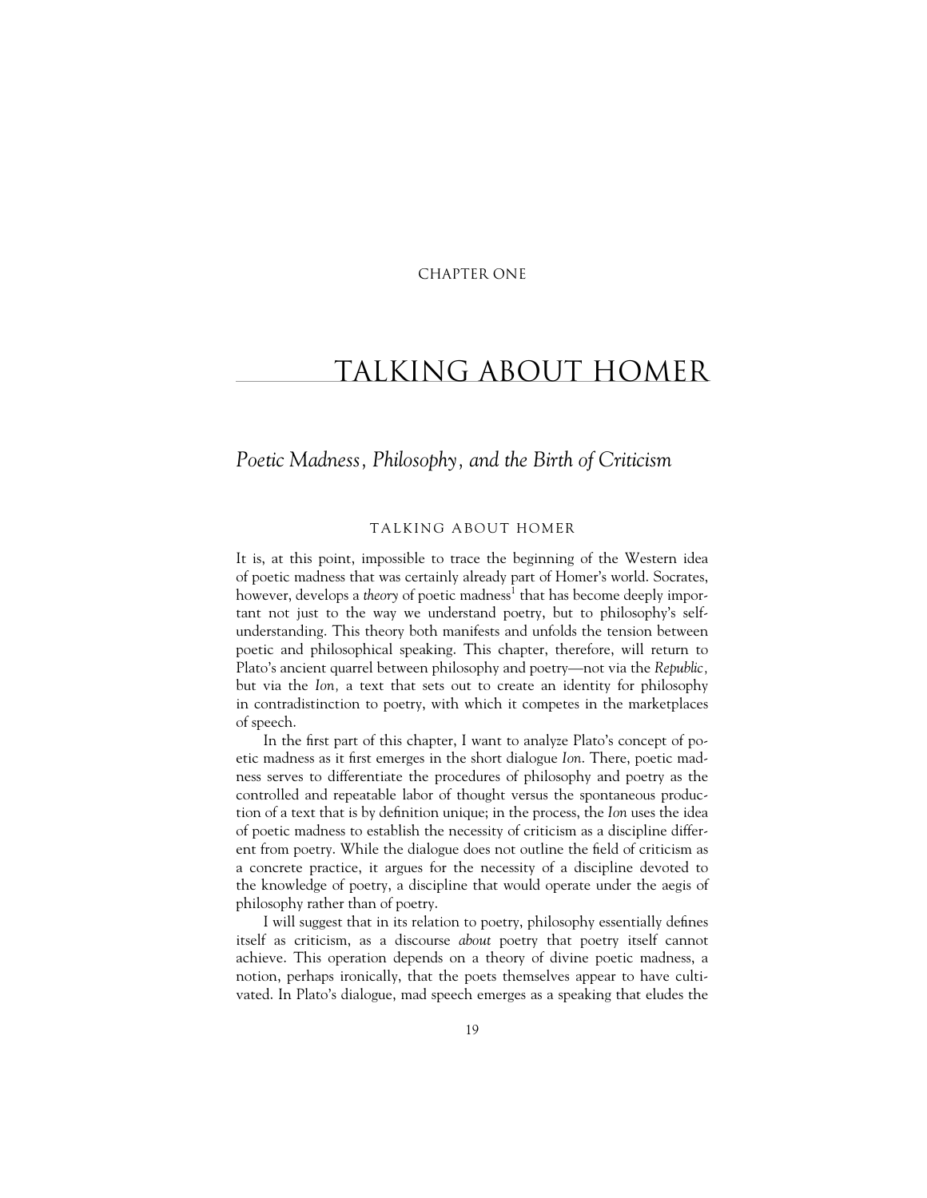CHAPTER ONE

# TALKING ABOUT HOMER

## *Poetic Madness, Philosophy, and the Birth of Criticism*

### TALKING ABOUT HOMER

It is, at this point, impossible to trace the beginning of the Western idea of poetic madness that was certainly already part of Homer's world. Socrates, however, develops a *theory* of poetic madness[1] that has become deeply important not just to the way we understand poetry, but to philosophy's self-understanding. This theory both manifests and unfolds the tension between poetic and philosophical speaking. This chapter, therefore, will return to Plato's ancient quarrel between philosophy and poetry—not via the *Republic,* but via the *Ion,* a text that sets out to create an identity for philosophy in contradistinction to poetry, with which it competes in the marketplaces of speech.

In the first part of this chapter, I want to analyze Plato's concept of poetic madness as it first emerges in the short dialogue *Ion*. There, poetic madness serves to differentiate the procedures of philosophy and poetry as the controlled and repeatable labor of thought versus the spontaneous production of a text that is by definition unique; in the process, the *Ion* uses the idea of poetic madness to establish the necessity of criticism as a discipline different from poetry. While the dialogue does not outline the field of criticism as a concrete practice, it argues for the necessity of a discipline devoted to the knowledge of poetry, a discipline that would operate under the aegis of philosophy rather than of poetry.

I will suggest that in its relation to poetry, philosophy essentially defines itself as criticism, as a discourse *about* poetry that poetry itself cannot achieve. This operation depends on a theory of divine poetic madness, a notion, perhaps ironically, that the poets themselves appear to have cultivated. In Plato's dialogue, mad speech emerges as a speaking that eludes the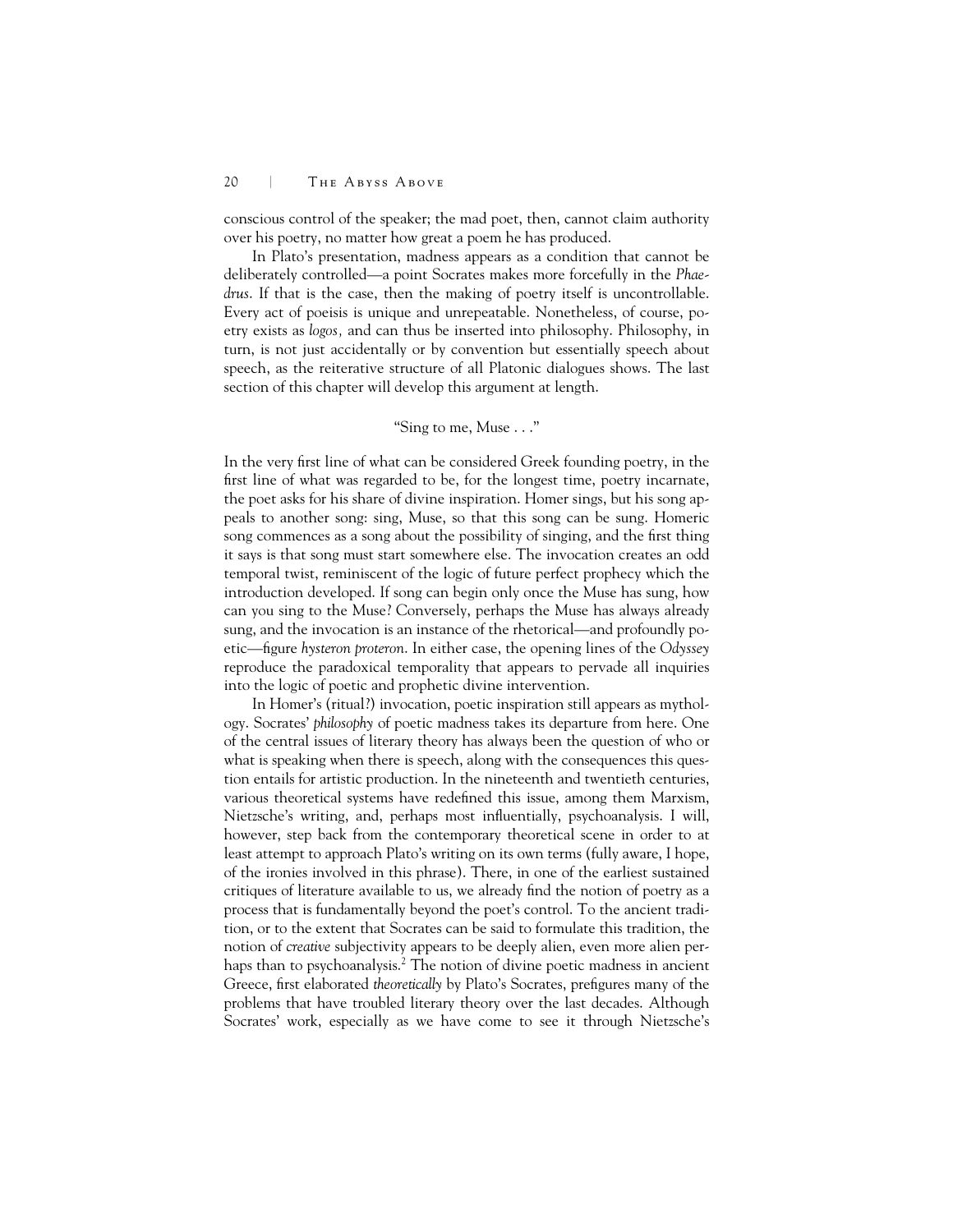conscious control of the speaker; the mad poet, then, cannot claim authority over his poetry, no matter how great a poem he has produced.

In Plato's presentation, madness appears as a condition that cannot be deliberately controlled—a point Socrates makes more forcefully in the *Phaedrus*. If that is the case, then the making of poetry itself is uncontrollable. Every act of poeisis is unique and unrepeatable. Nonetheless, of course, poetry exists as *logos,* and can thus be inserted into philosophy. Philosophy, in turn, is not just accidentally or by convention but essentially speech about speech, as the reiterative structure of all Platonic dialogues shows. The last section of this chapter will develop this argument at length.

## "Sing to me, Muse . . ."

In the very first line of what can be considered Greek founding poetry, in the first line of what was regarded to be, for the longest time, poetry incarnate, the poet asks for his share of divine inspiration. Homer sings, but his song appeals to another song: sing, Muse, so that this song can be sung. Homeric song commences as a song about the possibility of singing, and the first thing it says is that song must start somewhere else. The invocation creates an odd temporal twist, reminiscent of the logic of future perfect prophecy which the introduction developed. If song can begin only once the Muse has sung, how can you sing to the Muse? Conversely, perhaps the Muse has always already sung, and the invocation is an instance of the rhetorical—and profoundly poetic—figure *hysteron proteron*. In either case, the opening lines of the *Odyssey* reproduce the paradoxical temporality that appears to pervade all inquiries into the logic of poetic and prophetic divine intervention.

In Homer's (ritual?) invocation, poetic inspiration still appears as mythology. Socrates' *philosophy* of poetic madness takes its departure from here. One of the central issues of literary theory has always been the question of who or what is speaking when there is speech, along with the consequences this question entails for artistic production. In the nineteenth and twentieth centuries, various theoretical systems have redefined this issue, among them Marxism, Nietzsche's writing, and, perhaps most influentially, psychoanalysis. I will, however, step back from the contemporary theoretical scene in order to at least attempt to approach Plato's writing on its own terms (fully aware, I hope, of the ironies involved in this phrase). There, in one of the earliest sustained critiques of literature available to us, we already find the notion of poetry as a process that is fundamentally beyond the poet's control. To the ancient tradition, or to the extent that Socrates can be said to formulate this tradition, the notion of *creative* subjectivity appears to be deeply alien, even more alien perhaps than to psychoanalysis.[2] The notion of divine poetic madness in ancient Greece, first elaborated *theoretically* by Plato's Socrates, prefigures many of the problems that have troubled literary theory over the last decades. Although Socrates' work, especially as we have come to see it through Nietzsche's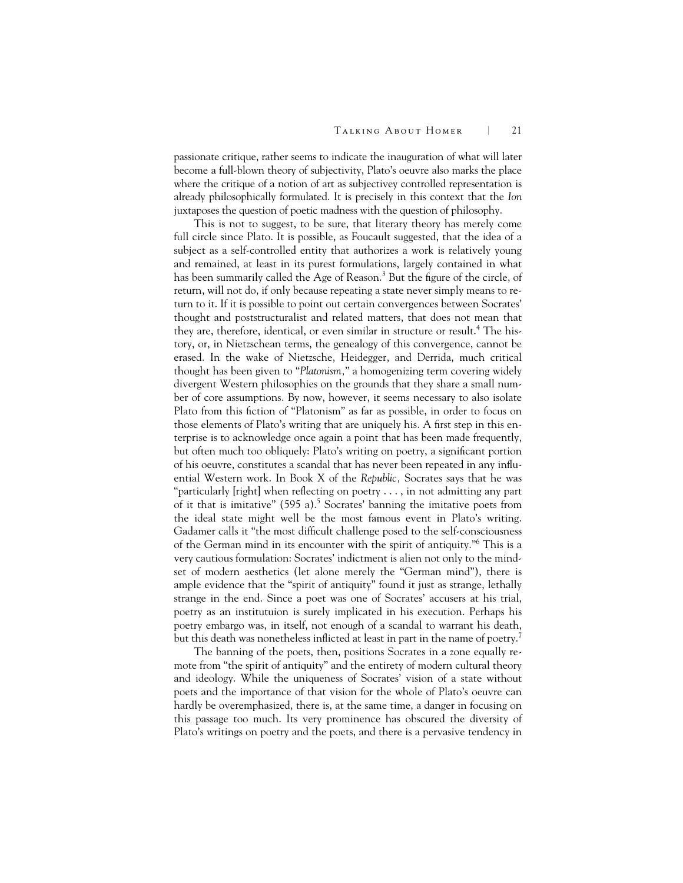passionate critique, rather seems to indicate the inauguration of what will later become a full-blown theory of subjectivity, Plato's oeuvre also marks the place where the critique of a notion of art as subjectivey controlled representation is already philosophically formulated. It is precisely in this context that the *Ion* juxtaposes the question of poetic madness with the question of philosophy.

This is not to suggest, to be sure, that literary theory has merely come full circle since Plato. It is possible, as Foucault suggested, that the idea of a subject as a self-controlled entity that authorizes a work is relatively young and remained, at least in its purest formulations, largely contained in what has been summarily called the Age of Reason.[3] But the figure of the circle, of return, will not do, if only because repeating a state never simply means to return to it. If it is possible to point out certain convergences between Socrates' thought and poststructuralist and related matters, that does not mean that they are, therefore, identical, or even similar in structure or result.[4] The history, or, in Nietzschean terms, the genealogy of this convergence, cannot be erased. In the wake of Nietzsche, Heidegger, and Derrida, much critical thought has been given to "*Platonism,*" a homogenizing term covering widely divergent Western philosophies on the grounds that they share a small number of core assumptions. By now, however, it seems necessary to also isolate Plato from this fiction of "Platonism" as far as possible, in order to focus on those elements of Plato's writing that are uniquely his. A first step in this enterprise is to acknowledge once again a point that has been made frequently, but often much too obliquely: Plato's writing on poetry, a significant portion of his oeuvre, constitutes a scandal that has never been repeated in any influential Western work. In Book X of the *Republic,* Socrates says that he was "particularly [right] when reflecting on poetry . . . , in not admitting any part of it that is imitative" (595 a).[5] Socrates' banning the imitative poets from the ideal state might well be the most famous event in Plato's writing. Gadamer calls it "the most difficult challenge posed to the self-consciousness of the German mind in its encounter with the spirit of antiquity."[6] This is a very cautious formulation: Socrates' indictment is alien not only to the mindset of modern aesthetics (let alone merely the "German mind"), there is ample evidence that the "spirit of antiquity" found it just as strange, lethally strange in the end. Since a poet was one of Socrates' accusers at his trial, poetry as an institutuion is surely implicated in his execution. Perhaps his poetry embargo was, in itself, not enough of a scandal to warrant his death, but this death was nonetheless inflicted at least in part in the name of poetry.[7]

The banning of the poets, then, positions Socrates in a zone equally remote from "the spirit of antiquity" and the entirety of modern cultural theory and ideology. While the uniqueness of Socrates' vision of a state without poets and the importance of that vision for the whole of Plato's oeuvre can hardly be overemphasized, there is, at the same time, a danger in focusing on this passage too much. Its very prominence has obscured the diversity of Plato's writings on poetry and the poets, and there is a pervasive tendency in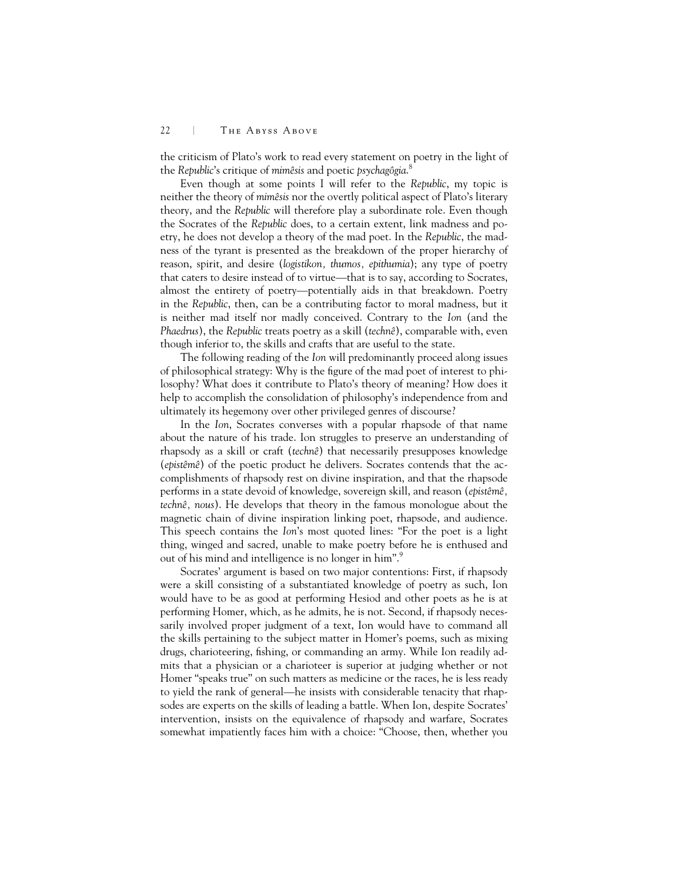the criticism of Plato's work to read every statement on poetry in the light of the *Republic*'s critique of *mimêsis* and poetic *psychagôgia*.[8]

Even though at some points I will refer to the *Republic*, my topic is neither the theory of *mimêsis* nor the overtly political aspect of Plato's literary theory, and the *Republic* will therefore play a subordinate role. Even though the Socrates of the *Republic* does, to a certain extent, link madness and poetry, he does not develop a theory of the mad poet. In the *Republic*, the madness of the tyrant is presented as the breakdown of the proper hierarchy of reason, spirit, and desire (*logistikon, thumos, epithumia*); any type of poetry that caters to desire instead of to virtue—that is to say, according to Socrates, almost the entirety of poetry—potentially aids in that breakdown. Poetry in the *Republic*, then, can be a contributing factor to moral madness, but it is neither mad itself nor madly conceived. Contrary to the *Ion* (and the *Phaedrus*), the *Republic* treats poetry as a skill (*technê*), comparable with, even though inferior to, the skills and crafts that are useful to the state.

The following reading of the *Ion* will predominantly proceed along issues of philosophical strategy: Why is the figure of the mad poet of interest to philosophy? What does it contribute to Plato's theory of meaning? How does it help to accomplish the consolidation of philosophy's independence from and ultimately its hegemony over other privileged genres of discourse?

In the *Ion*, Socrates converses with a popular rhapsode of that name about the nature of his trade. Ion struggles to preserve an understanding of rhapsody as a skill or craft (*technê*) that necessarily presupposes knowledge (*epistêmê*) of the poetic product he delivers. Socrates contends that the accomplishments of rhapsody rest on divine inspiration, and that the rhapsode performs in a state devoid of knowledge, sovereign skill, and reason (*epistêmê, technê, nous*). He develops that theory in the famous monologue about the magnetic chain of divine inspiration linking poet, rhapsode, and audience. This speech contains the *Ion*'s most quoted lines: "For the poet is a light thing, winged and sacred, unable to make poetry before he is enthused and out of his mind and intelligence is no longer in him".[9]

Socrates' argument is based on two major contentions: First, if rhapsody were a skill consisting of a substantiated knowledge of poetry as such, Ion would have to be as good at performing Hesiod and other poets as he is at performing Homer, which, as he admits, he is not. Second, if rhapsody necessarily involved proper judgment of a text, Ion would have to command all the skills pertaining to the subject matter in Homer's poems, such as mixing drugs, charioteering, fishing, or commanding an army. While Ion readily admits that a physician or a charioteer is superior at judging whether or not Homer "speaks true" on such matters as medicine or the races, he is less ready to yield the rank of general—he insists with considerable tenacity that rhapsodes are experts on the skills of leading a battle. When Ion, despite Socrates' intervention, insists on the equivalence of rhapsody and warfare, Socrates somewhat impatiently faces him with a choice: "Choose, then, whether you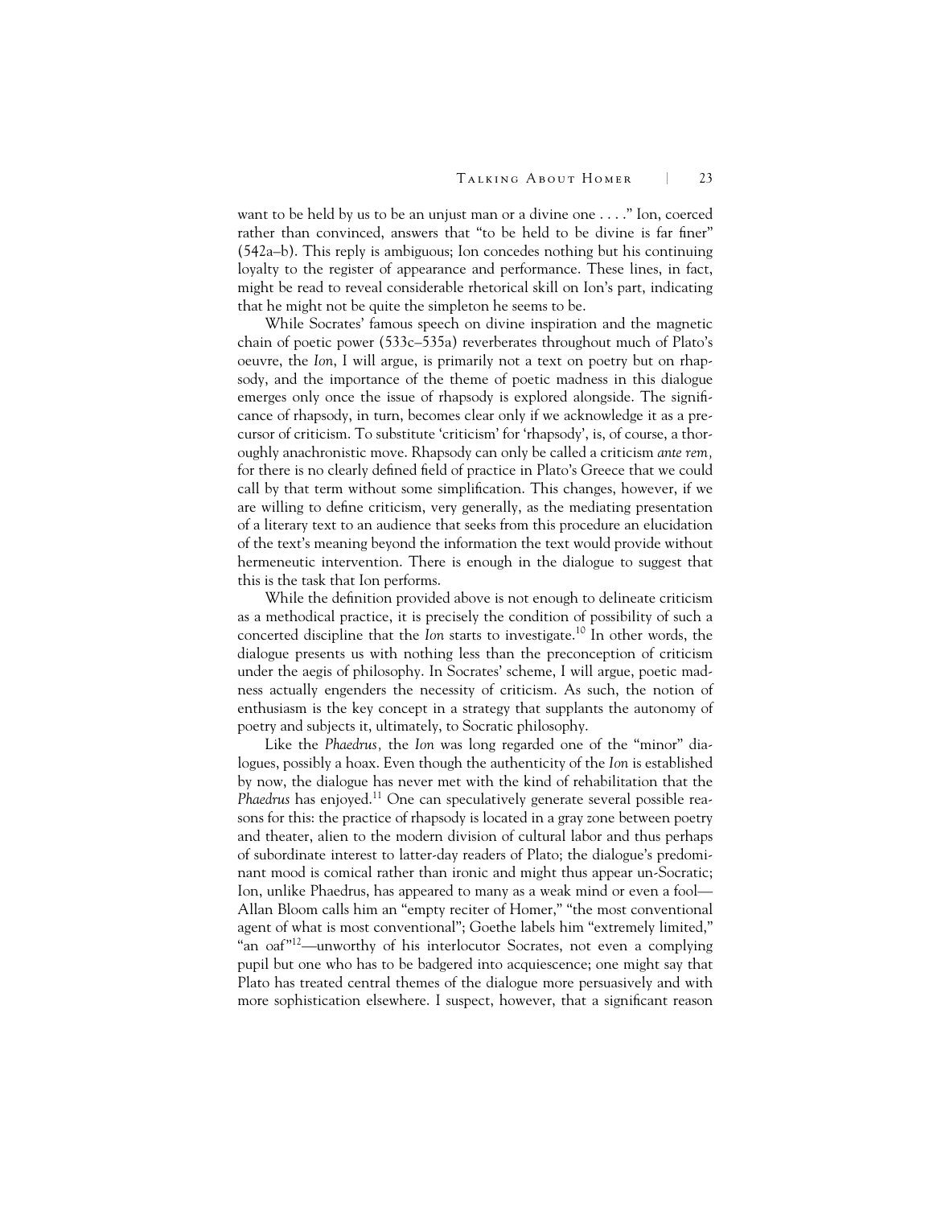want to be held by us to be an unjust man or a divine one . . . ." Ion, coerced rather than convinced, answers that "to be held to be divine is far finer" (542a–b). This reply is ambiguous; Ion concedes nothing but his continuing loyalty to the register of appearance and performance. These lines, in fact, might be read to reveal considerable rhetorical skill on Ion's part, indicating that he might not be quite the simpleton he seems to be.

While Socrates' famous speech on divine inspiration and the magnetic chain of poetic power (533c–535a) reverberates throughout much of Plato's oeuvre, the *Ion*, I will argue, is primarily not a text on poetry but on rhapsody, and the importance of the theme of poetic madness in this dialogue emerges only once the issue of rhapsody is explored alongside. The significance of rhapsody, in turn, becomes clear only if we acknowledge it as a precursor of criticism. To substitute 'criticism' for 'rhapsody', is, of course, a thoroughly anachronistic move. Rhapsody can only be called a criticism *ante rem,* for there is no clearly defined field of practice in Plato's Greece that we could call by that term without some simplification. This changes, however, if we are willing to define criticism, very generally, as the mediating presentation of a literary text to an audience that seeks from this procedure an elucidation of the text's meaning beyond the information the text would provide without hermeneutic intervention. There is enough in the dialogue to suggest that this is the task that Ion performs.

While the definition provided above is not enough to delineate criticism as a methodical practice, it is precisely the condition of possibility of such a concerted discipline that the *Ion* starts to investigate.[10] In other words, the dialogue presents us with nothing less than the preconception of criticism under the aegis of philosophy. In Socrates' scheme, I will argue, poetic madness actually engenders the necessity of criticism. As such, the notion of enthusiasm is the key concept in a strategy that supplants the autonomy of poetry and subjects it, ultimately, to Socratic philosophy.

Like the *Phaedrus,* the *Ion* was long regarded one of the "minor" dialogues, possibly a hoax. Even though the authenticity of the *Ion* is established by now, the dialogue has never met with the kind of rehabilitation that the *Phaedrus* has enjoyed.[11] One can speculatively generate several possible reasons for this: the practice of rhapsody is located in a gray zone between poetry and theater, alien to the modern division of cultural labor and thus perhaps of subordinate interest to latter-day readers of Plato; the dialogue's predominant mood is comical rather than ironic and might thus appear un-Socratic; Ion, unlike Phaedrus, has appeared to many as a weak mind or even a fool—Allan Bloom calls him an "empty reciter of Homer," "the most conventional agent of what is most conventional"; Goethe labels him "extremely limited," "an oaf"[12]—unworthy of his interlocutor Socrates, not even a complying pupil but one who has to be badgered into acquiescence; one might say that Plato has treated central themes of the dialogue more persuasively and with more sophistication elsewhere. I suspect, however, that a significant reason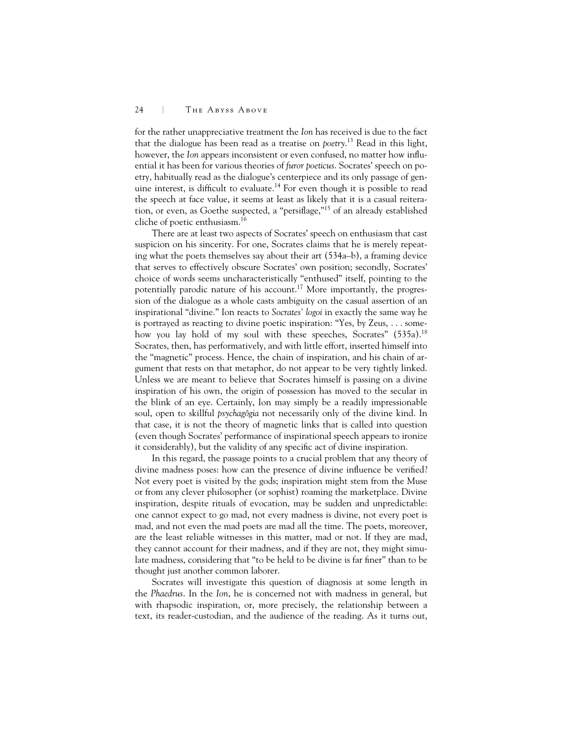for the rather unappreciative treatment the *Ion* has received is due to the fact that the dialogue has been read as a treatise on *poetry*.[13] Read in this light, however, the *Ion* appears inconsistent or even confused, no matter how influential it has been for various theories of *furor poeticus*. Socrates' speech on poetry, habitually read as the dialogue's centerpiece and its only passage of genuine interest, is difficult to evaluate.[14] For even though it is possible to read the speech at face value, it seems at least as likely that it is a casual reiteration, or even, as Goethe suspected, a "persiflage,"[15] of an already established cliche of poetic enthusiasm.[16]

There are at least two aspects of Socrates' speech on enthusiasm that cast suspicion on his sincerity. For one, Socrates claims that he is merely repeating what the poets themselves say about their art (534a–b), a framing device that serves to effectively obscure Socrates' own position; secondly, Socrates' choice of words seems uncharacteristically "enthused" itself, pointing to the potentially parodic nature of his account.[17] More importantly, the progression of the dialogue as a whole casts ambiguity on the casual assertion of an inspirational "divine." Ion reacts to *Socrates' logoi* in exactly the same way he is portrayed as reacting to divine poetic inspiration: "Yes, by Zeus, . . . somehow you lay hold of my soul with these speeches, Socrates" (535a).[18] Socrates, then, has performatively, and with little effort, inserted himself into the "magnetic" process. Hence, the chain of inspiration, and his chain of argument that rests on that metaphor, do not appear to be very tightly linked. Unless we are meant to believe that Socrates himself is passing on a divine inspiration of his own, the origin of possession has moved to the secular in the blink of an eye. Certainly, Ion may simply be a readily impressionable soul, open to skillful *psychagôgia* not necessarily only of the divine kind. In that case, it is not the theory of magnetic links that is called into question (even though Socrates' performance of inspirational speech appears to ironize it considerably), but the validity of any specific act of divine inspiration.

In this regard, the passage points to a crucial problem that any theory of divine madness poses: how can the presence of divine influence be verified? Not every poet is visited by the gods; inspiration might stem from the Muse or from any clever philosopher (or sophist) roaming the marketplace. Divine inspiration, despite rituals of evocation, may be sudden and unpredictable: one cannot expect to go mad, not every madness is divine, not every poet is mad, and not even the mad poets are mad all the time. The poets, moreover, are the least reliable witnesses in this matter, mad or not. If they are mad, they cannot account for their madness, and if they are not, they might simulate madness, considering that "to be held to be divine is far finer" than to be thought just another common laborer.

Socrates will investigate this question of diagnosis at some length in the *Phaedrus*. In the *Ion*, he is concerned not with madness in general, but with rhapsodic inspiration, or, more precisely, the relationship between a text, its reader-custodian, and the audience of the reading. As it turns out,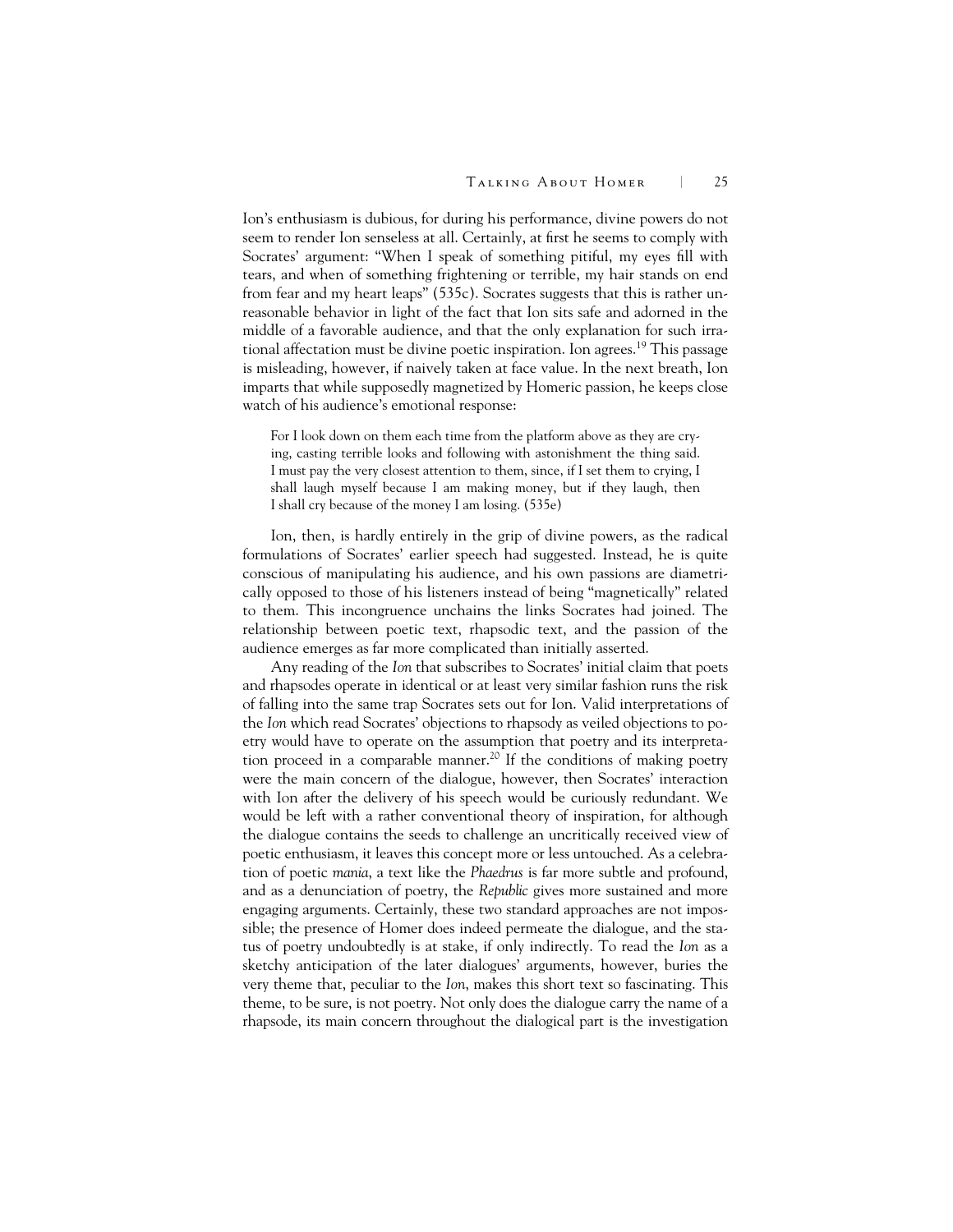Ion's enthusiasm is dubious, for during his performance, divine powers do not seem to render Ion senseless at all. Certainly, at first he seems to comply with Socrates' argument: "When I speak of something pitiful, my eyes fill with tears, and when of something frightening or terrible, my hair stands on end from fear and my heart leaps" (535c). Socrates suggests that this is rather unreasonable behavior in light of the fact that Ion sits safe and adorned in the middle of a favorable audience, and that the only explanation for such irrational affectation must be divine poetic inspiration. Ion agrees.[19] This passage is misleading, however, if naively taken at face value. In the next breath, Ion imparts that while supposedly magnetized by Homeric passion, he keeps close watch of his audience's emotional response:

> For I look down on them each time from the platform above as they are crying, casting terrible looks and following with astonishment the thing said. I must pay the very closest attention to them, since, if I set them to crying, I shall laugh myself because I am making money, but if they laugh, then I shall cry because of the money I am losing. (535e)

Ion, then, is hardly entirely in the grip of divine powers, as the radical formulations of Socrates' earlier speech had suggested. Instead, he is quite conscious of manipulating his audience, and his own passions are diametrically opposed to those of his listeners instead of being "magnetically" related to them. This incongruence unchains the links Socrates had joined. The relationship between poetic text, rhapsodic text, and the passion of the audience emerges as far more complicated than initially asserted.

Any reading of the *Ion* that subscribes to Socrates' initial claim that poets and rhapsodes operate in identical or at least very similar fashion runs the risk of falling into the same trap Socrates sets out for Ion. Valid interpretations of the *Ion* which read Socrates' objections to rhapsody as veiled objections to poetry would have to operate on the assumption that poetry and its interpretation proceed in a comparable manner.[20] If the conditions of making poetry were the main concern of the dialogue, however, then Socrates' interaction with Ion after the delivery of his speech would be curiously redundant. We would be left with a rather conventional theory of inspiration, for although the dialogue contains the seeds to challenge an uncritically received view of poetic enthusiasm, it leaves this concept more or less untouched. As a celebration of poetic *mania*, a text like the *Phaedrus* is far more subtle and profound, and as a denunciation of poetry, the *Republic* gives more sustained and more engaging arguments. Certainly, these two standard approaches are not impossible; the presence of Homer does indeed permeate the dialogue, and the status of poetry undoubtedly is at stake, if only indirectly. To read the *Ion* as a sketchy anticipation of the later dialogues' arguments, however, buries the very theme that, peculiar to the *Ion*, makes this short text so fascinating. This theme, to be sure, is not poetry. Not only does the dialogue carry the name of a rhapsode, its main concern throughout the dialogical part is the investigation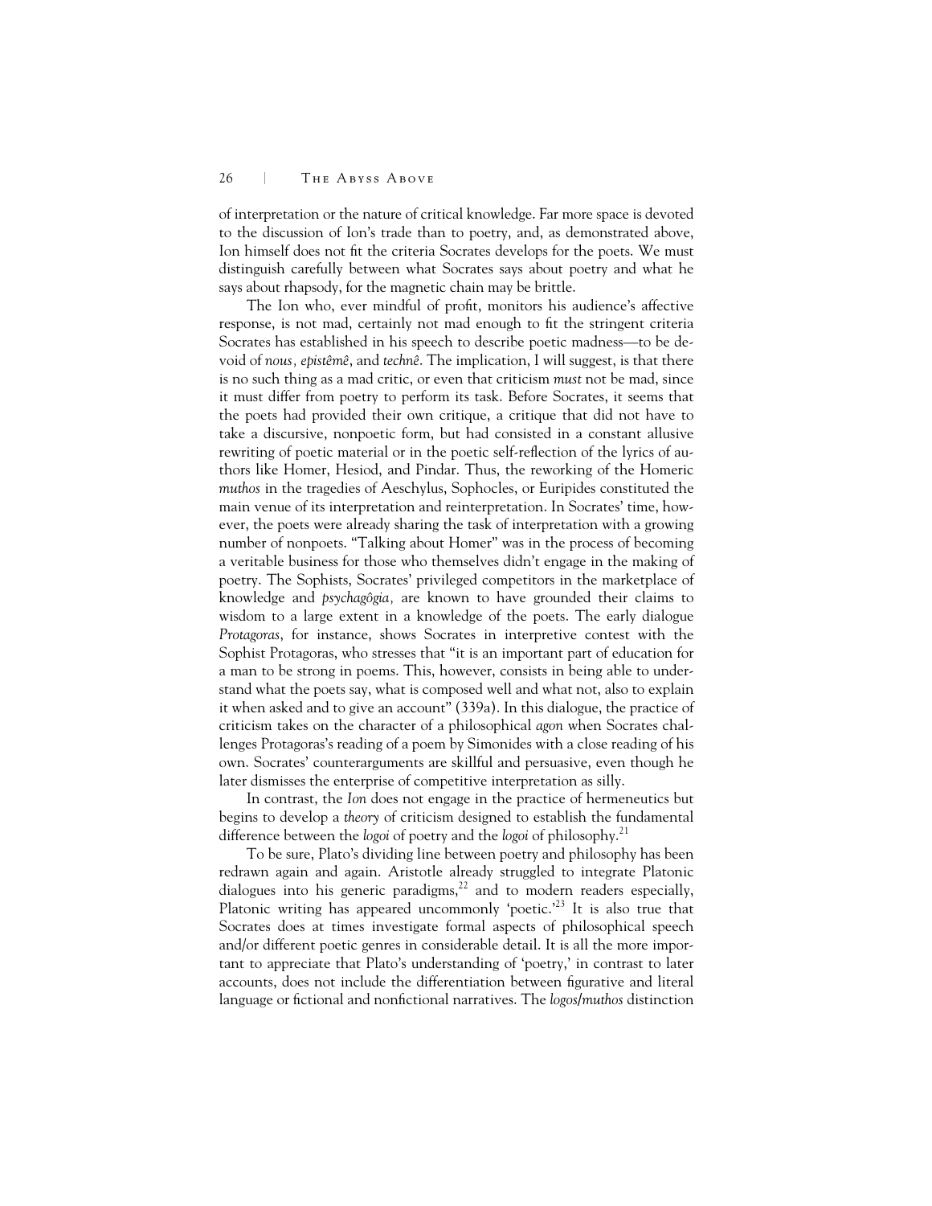of interpretation or the nature of critical knowledge. Far more space is devoted to the discussion of Ion's trade than to poetry, and, as demonstrated above, Ion himself does not fit the criteria Socrates develops for the poets. We must distinguish carefully between what Socrates says about poetry and what he says about rhapsody, for the magnetic chain may be brittle.

The Ion who, ever mindful of profit, monitors his audience's affective response, is not mad, certainly not mad enough to fit the stringent criteria Socrates has established in his speech to describe poetic madness—to be devoid of *nous, epistêmê*, and *technê*. The implication, I will suggest, is that there is no such thing as a mad critic, or even that criticism *must* not be mad, since it must differ from poetry to perform its task. Before Socrates, it seems that the poets had provided their own critique, a critique that did not have to take a discursive, nonpoetic form, but had consisted in a constant allusive rewriting of poetic material or in the poetic self-reflection of the lyrics of authors like Homer, Hesiod, and Pindar. Thus, the reworking of the Homeric *muthos* in the tragedies of Aeschylus, Sophocles, or Euripides constituted the main venue of its interpretation and reinterpretation. In Socrates' time, however, the poets were already sharing the task of interpretation with a growing number of nonpoets. "Talking about Homer" was in the process of becoming a veritable business for those who themselves didn't engage in the making of poetry. The Sophists, Socrates' privileged competitors in the marketplace of knowledge and *psychagôgia,* are known to have grounded their claims to wisdom to a large extent in a knowledge of the poets. The early dialogue *Protagoras*, for instance, shows Socrates in interpretive contest with the Sophist Protagoras, who stresses that "it is an important part of education for a man to be strong in poems. This, however, consists in being able to understand what the poets say, what is composed well and what not, also to explain it when asked and to give an account" (339a). In this dialogue, the practice of criticism takes on the character of a philosophical *agon* when Socrates challenges Protagoras's reading of a poem by Simonides with a close reading of his own. Socrates' counterarguments are skillful and persuasive, even though he later dismisses the enterprise of competitive interpretation as silly.

In contrast, the *Ion* does not engage in the practice of hermeneutics but begins to develop a *theory* of criticism designed to establish the fundamental difference between the *logoi* of poetry and the *logoi* of philosophy.[21]

To be sure, Plato's dividing line between poetry and philosophy has been redrawn again and again. Aristotle already struggled to integrate Platonic dialogues into his generic paradigms,[22] and to modern readers especially, Platonic writing has appeared uncommonly 'poetic.'[23] It is also true that Socrates does at times investigate formal aspects of philosophical speech and/or different poetic genres in considerable detail. It is all the more important to appreciate that Plato's understanding of 'poetry,' in contrast to later accounts, does not include the differentiation between figurative and literal language or fictional and nonfictional narratives. The *logos*/*muthos* distinction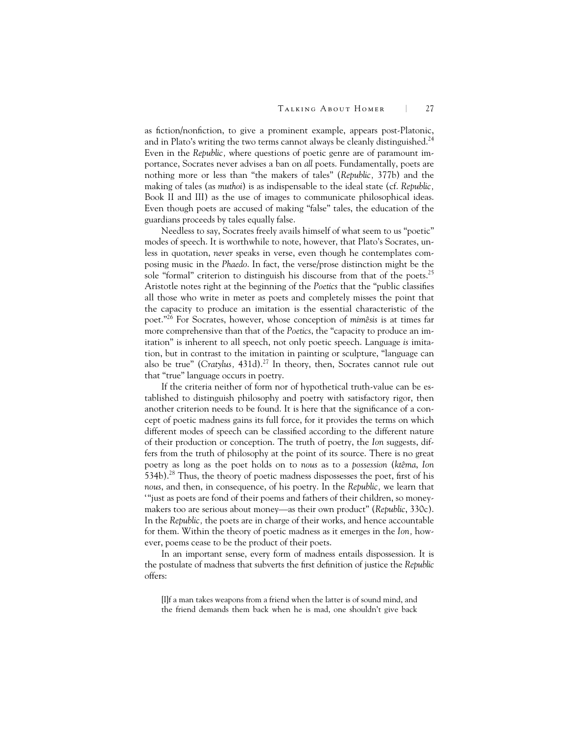as fiction/nonfiction, to give a prominent example, appears post-Platonic, and in Plato's writing the two terms cannot always be cleanly distinguished.[24] Even in the *Republic,* where questions of poetic genre are of paramount importance, Socrates never advises a ban on *all* poets. Fundamentally, poets are nothing more or less than "the makers of tales" (*Republic,* 377b) and the making of tales (as *muthoi*) is as indispensable to the ideal state (cf. *Republic,* Book II and III) as the use of images to communicate philosophical ideas. Even though poets are accused of making "false" tales, the education of the guardians proceeds by tales equally false.

Needless to say, Socrates freely avails himself of what seem to us "poetic" modes of speech. It is worthwhile to note, however, that Plato's Socrates, unless in quotation, *never* speaks in verse, even though he contemplates composing music in the *Phaedo.* In fact, the verse/prose distinction might be the sole "formal" criterion to distinguish his discourse from that of the poets.[25] Aristotle notes right at the beginning of the *Poetics* that the "public classifies all those who write in meter as poets and completely misses the point that the capacity to produce an imitation is the essential characteristic of the poet."[26] For Socrates, however, whose conception of *mimêsis* is at times far more comprehensive than that of the *Poetics*, the "capacity to produce an imitation" is inherent to all speech, not only poetic speech. Language *is* imitation, but in contrast to the imitation in painting or sculpture, "language can also be true" (*Cratylus,* 431d).[27] In theory, then, Socrates cannot rule out that "true" language occurs in poetry.

If the criteria neither of form nor of hypothetical truth-value can be established to distinguish philosophy and poetry with satisfactory rigor, then another criterion needs to be found. It is here that the significance of a concept of poetic madness gains its full force, for it provides the terms on which different modes of speech can be classified according to the different nature of their production or conception. The truth of poetry, the *Ion* suggests, differs from the truth of philosophy at the point of its source. There is no great poetry as long as the poet holds on to *nous* as to a *possession* (*ktêma*, *Ion* 534b).[28] Thus, the theory of poetic madness dispossesses the poet, first of his *nous*, and then, in consequence, of his poetry. In the *Republic,* we learn that '"just as poets are fond of their poems and fathers of their children, so moneymakers too are serious about money—as their own product" (*Republic*, 330c). In the *Republic,* the poets are in charge of their works, and hence accountable for them. Within the theory of poetic madness as it emerges in the *Ion,* however, poems cease to be the product of their poets.

In an important sense, every form of madness entails dispossession. It is the postulate of madness that subverts the first definition of justice the *Republic* offers:

> [I]f a man takes weapons from a friend when the latter is of sound mind, and the friend demands them back when he is mad, one shouldn't give back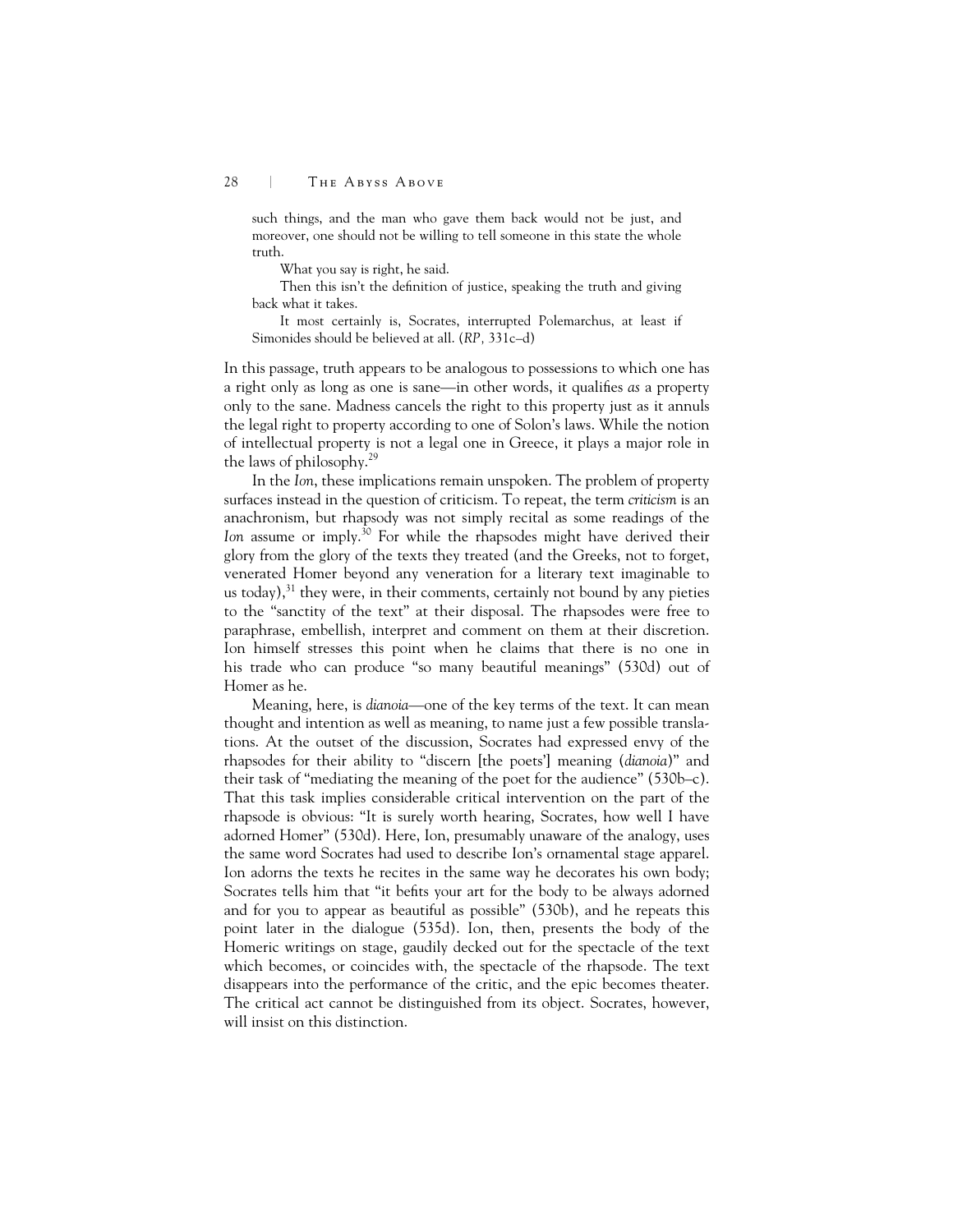such things, and the man who gave them back would not be just, and moreover, one should not be willing to tell someone in this state the whole truth.

What you say is right, he said.

Then this isn't the definition of justice, speaking the truth and giving back what it takes.

It most certainly is, Socrates, interrupted Polemarchus, at least if Simonides should be believed at all. (*RP*, 331c–d)

In this passage, truth appears to be analogous to possessions to which one has a right only as long as one is sane—in other words, it qualifies *as* a property only to the sane. Madness cancels the right to this property just as it annuls the legal right to property according to one of Solon's laws. While the notion of intellectual property is not a legal one in Greece, it plays a major role in the laws of philosophy.[29]

In the *Ion*, these implications remain unspoken. The problem of property surfaces instead in the question of criticism. To repeat, the term *criticism* is an anachronism, but rhapsody was not simply recital as some readings of the *Ion* assume or imply.[30] For while the rhapsodes might have derived their glory from the glory of the texts they treated (and the Greeks, not to forget, venerated Homer beyond any veneration for a literary text imaginable to us today),[31] they were, in their comments, certainly not bound by any pieties to the "sanctity of the text" at their disposal. The rhapsodes were free to paraphrase, embellish, interpret and comment on them at their discretion. Ion himself stresses this point when he claims that there is no one in his trade who can produce "so many beautiful meanings" (530d) out of Homer as he.

Meaning, here, is *dianoia*—one of the key terms of the text. It can mean thought and intention as well as meaning, to name just a few possible translations. At the outset of the discussion, Socrates had expressed envy of the rhapsodes for their ability to "discern [the poets'] meaning (*dianoia*)" and their task of "mediating the meaning of the poet for the audience" (530b–c). That this task implies considerable critical intervention on the part of the rhapsode is obvious: "It is surely worth hearing, Socrates, how well I have adorned Homer" (530d). Here, Ion, presumably unaware of the analogy, uses the same word Socrates had used to describe Ion's ornamental stage apparel. Ion adorns the texts he recites in the same way he decorates his own body; Socrates tells him that "it befits your art for the body to be always adorned and for you to appear as beautiful as possible" (530b), and he repeats this point later in the dialogue (535d). Ion, then, presents the body of the Homeric writings on stage, gaudily decked out for the spectacle of the text which becomes, or coincides with, the spectacle of the rhapsode. The text disappears into the performance of the critic, and the epic becomes theater. The critical act cannot be distinguished from its object. Socrates, however, will insist on this distinction.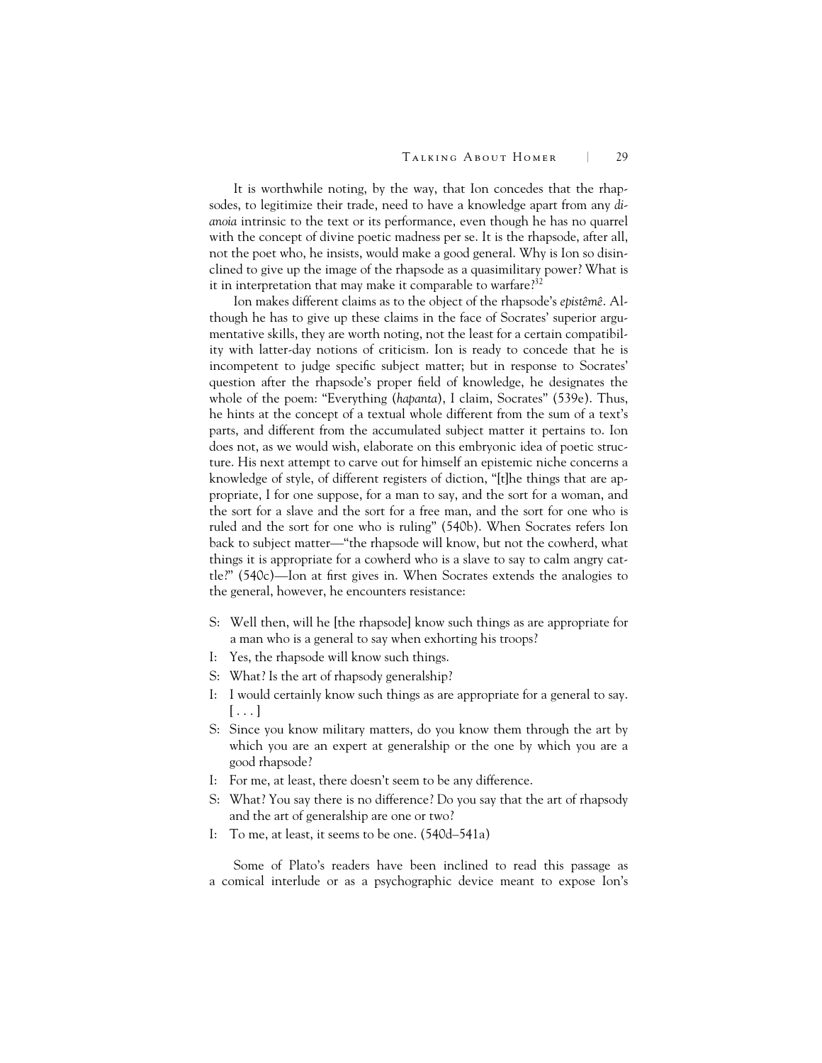It is worthwhile noting, by the way, that Ion concedes that the rhapsodes, to legitimize their trade, need to have a knowledge apart from any *dianoia* intrinsic to the text or its performance, even though he has no quarrel with the concept of divine poetic madness per se. It is the rhapsode, after all, not the poet who, he insists, would make a good general. Why is Ion so disinclined to give up the image of the rhapsode as a quasimilitary power? What is it in interpretation that may make it comparable to warfare?[32]

Ion makes different claims as to the object of the rhapsode's *epistêmê*. Although he has to give up these claims in the face of Socrates' superior argumentative skills, they are worth noting, not the least for a certain compatibility with latter-day notions of criticism. Ion is ready to concede that he is incompetent to judge specific subject matter; but in response to Socrates' question after the rhapsode's proper field of knowledge, he designates the whole of the poem: "Everything (*hapanta*), I claim, Socrates" (539e). Thus, he hints at the concept of a textual whole different from the sum of a text's parts, and different from the accumulated subject matter it pertains to. Ion does not, as we would wish, elaborate on this embryonic idea of poetic structure. His next attempt to carve out for himself an epistemic niche concerns a knowledge of style, of different registers of diction, "[t]he things that are appropriate, I for one suppose, for a man to say, and the sort for a woman, and the sort for a slave and the sort for a free man, and the sort for one who is ruled and the sort for one who is ruling" (540b). When Socrates refers Ion back to subject matter—"the rhapsode will know, but not the cowherd, what things it is appropriate for a cowherd who is a slave to say to calm angry cattle?" (540c)—Ion at first gives in. When Socrates extends the analogies to the general, however, he encounters resistance:

S: Well then, will he [the rhapsode] know such things as are appropriate for a man who is a general to say when exhorting his troops?

I: Yes, the rhapsode will know such things.

S: What? Is the art of rhapsody generalship?

I: I would certainly know such things as are appropriate for a general to say. [ . . . ]

S: Since you know military matters, do you know them through the art by which you are an expert at generalship or the one by which you are a good rhapsode?

I: For me, at least, there doesn't seem to be any difference.

S: What? You say there is no difference? Do you say that the art of rhapsody and the art of generalship are one or two?

I: To me, at least, it seems to be one. (540d–541a)

Some of Plato's readers have been inclined to read this passage as a comical interlude or as a psychographic device meant to expose Ion's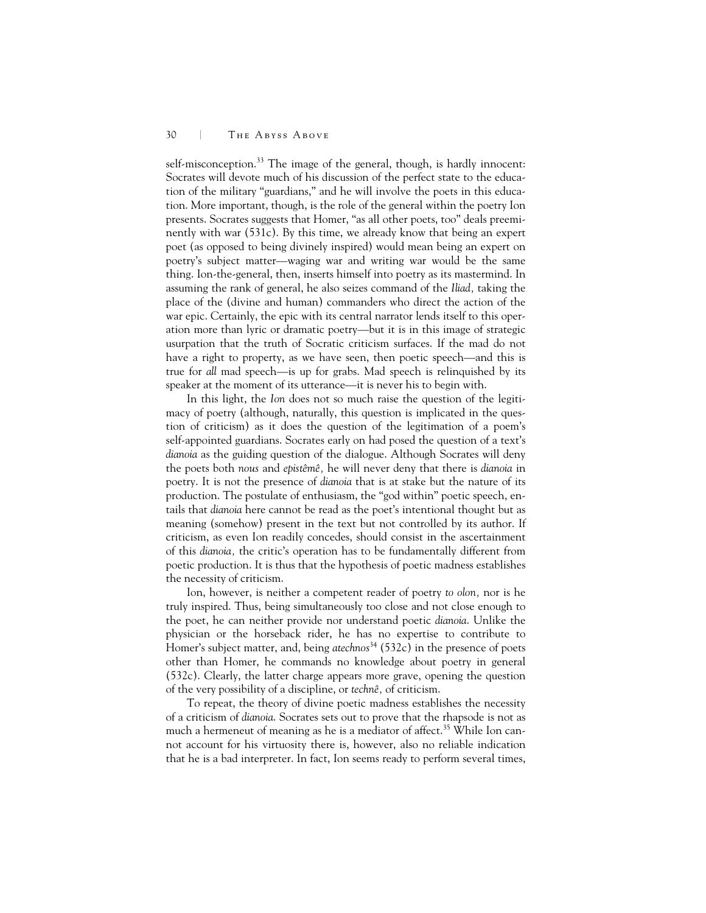self-misconception.[33] The image of the general, though, is hardly innocent: Socrates will devote much of his discussion of the perfect state to the education of the military "guardians," and he will involve the poets in this education. More important, though, is the role of the general within the poetry Ion presents. Socrates suggests that Homer, "as all other poets, too" deals preeminently with war (531c). By this time, we already know that being an expert poet (as opposed to being divinely inspired) would mean being an expert on poetry's subject matter—waging war and writing war would be the same thing. Ion-the-general, then, inserts himself into poetry as its mastermind. In assuming the rank of general, he also seizes command of the *Iliad,* taking the place of the (divine and human) commanders who direct the action of the war epic. Certainly, the epic with its central narrator lends itself to this operation more than lyric or dramatic poetry—but it is in this image of strategic usurpation that the truth of Socratic criticism surfaces. If the mad do not have a right to property, as we have seen, then poetic speech—and this is true for *all* mad speech—is up for grabs. Mad speech is relinquished by its speaker at the moment of its utterance—it is never his to begin with.

In this light, the *Ion* does not so much raise the question of the legitimacy of poetry (although, naturally, this question is implicated in the question of criticism) as it does the question of the legitimation of a poem's self-appointed guardians. Socrates early on had posed the question of a text's *dianoia* as the guiding question of the dialogue. Although Socrates will deny the poets both *nous* and *epistêmê,* he will never deny that there is *dianoia* in poetry. It is not the presence of *dianoia* that is at stake but the nature of its production. The postulate of enthusiasm, the "god within" poetic speech, entails that *dianoia* here cannot be read as the poet's intentional thought but as meaning (somehow) present in the text but not controlled by its author. If criticism, as even Ion readily concedes, should consist in the ascertainment of this *dianoia,* the critic's operation has to be fundamentally different from poetic production. It is thus that the hypothesis of poetic madness establishes the necessity of criticism.

Ion, however, is neither a competent reader of poetry *to olon,* nor is he truly inspired. Thus, being simultaneously too close and not close enough to the poet, he can neither provide nor understand poetic *dianoia*. Unlike the physician or the horseback rider, he has no expertise to contribute to Homer's subject matter, and, being *atechnos*[34] (532c) in the presence of poets other than Homer, he commands no knowledge about poetry in general (532c). Clearly, the latter charge appears more grave, opening the question of the very possibility of a discipline, or *technê,* of criticism.

To repeat, the theory of divine poetic madness establishes the necessity of a criticism of *dianoia*. Socrates sets out to prove that the rhapsode is not as much a hermeneut of meaning as he is a mediator of affect.[35] While Ion cannot account for his virtuosity there is, however, also no reliable indication that he is a bad interpreter. In fact, Ion seems ready to perform several times,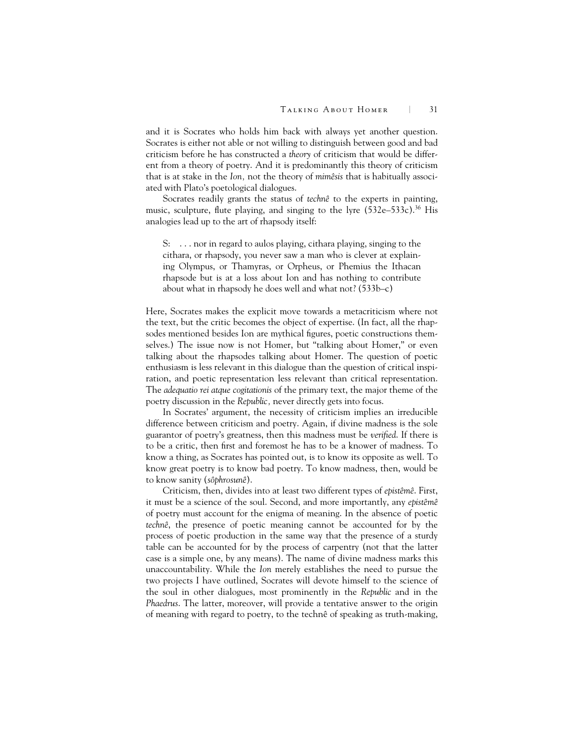and it is Socrates who holds him back with always yet another question. Socrates is either not able or not willing to distinguish between good and bad criticism before he has constructed a *theory* of criticism that would be different from a theory of poetry. And it is predominantly this theory of criticism that is at stake in the *Ion,* not the theory of *mimêsis* that is habitually associated with Plato's poetological dialogues.

Socrates readily grants the status of *technê* to the experts in painting, music, sculpture, flute playing, and singing to the lyre (532e–533c).[36] His analogies lead up to the art of rhapsody itself:

> S: . . . nor in regard to aulos playing, cithara playing, singing to the cithara, or rhapsody, you never saw a man who is clever at explaining Olympus, or Thamyras, or Orpheus, or Phemius the Ithacan rhapsode but is at a loss about Ion and has nothing to contribute about what in rhapsody he does well and what not? (533b–c)

Here, Socrates makes the explicit move towards a metacriticism where not the text, but the critic becomes the object of expertise. (In fact, all the rhapsodes mentioned besides Ion are mythical figures, poetic constructions themselves.) The issue now is not Homer, but "talking about Homer," or even talking about the rhapsodes talking about Homer. The question of poetic enthusiasm is less relevant in this dialogue than the question of critical inspiration, and poetic representation less relevant than critical representation. The *adequatio rei atque cogitationis* of the primary text, the major theme of the poetry discussion in the *Republic,* never directly gets into focus.

In Socrates' argument, the necessity of criticism implies an irreducible difference between criticism and poetry. Again, if divine madness is the sole guarantor of poetry's greatness, then this madness must be *verified.* If there is to be a critic, then first and foremost he has to be a knower of madness. To know a thing, as Socrates has pointed out, is to know its opposite as well. To know great poetry is to know bad poetry. To know madness, then, would be to know sanity (*sôphrosunê*).

Criticism, then, divides into at least two different types of *epistêmê*. First, it must be a science of the soul. Second, and more importantly, any *epistêmê* of poetry must account for the enigma of meaning. In the absence of poetic *technê*, the presence of poetic meaning cannot be accounted for by the process of poetic production in the same way that the presence of a sturdy table can be accounted for by the process of carpentry (not that the latter case is a simple one, by any means). The name of divine madness marks this unaccountability. While the *Ion* merely establishes the need to pursue the two projects I have outlined, Socrates will devote himself to the science of the soul in other dialogues, most prominently in the *Republic* and in the *Phaedrus*. The latter, moreover, will provide a tentative answer to the origin of meaning with regard to poetry, to the technê of speaking as truth-making,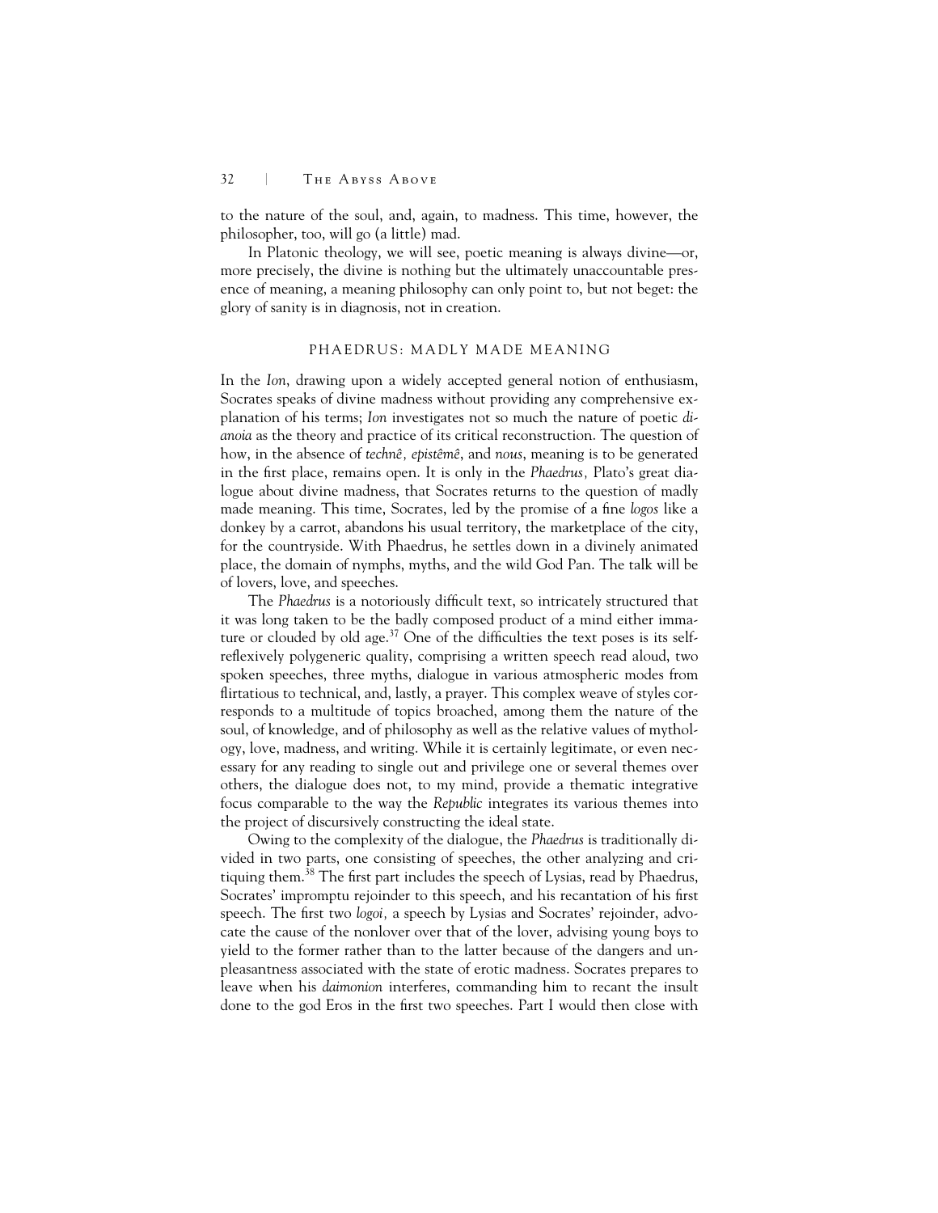to the nature of the soul, and, again, to madness. This time, however, the philosopher, too, will go (a little) mad.

In Platonic theology, we will see, poetic meaning is always divine—or, more precisely, the divine is nothing but the ultimately unaccountable presence of meaning, a meaning philosophy can only point to, but not beget: the glory of sanity is in diagnosis, not in creation.

## PHAEDRUS: MADLY MADE MEANING

In the *Ion*, drawing upon a widely accepted general notion of enthusiasm, Socrates speaks of divine madness without providing any comprehensive explanation of his terms; *Ion* investigates not so much the nature of poetic *dianoia* as the theory and practice of its critical reconstruction. The question of how, in the absence of *technê, epistêmê*, and *nous*, meaning is to be generated in the first place, remains open. It is only in the *Phaedrus,* Plato's great dialogue about divine madness, that Socrates returns to the question of madly made meaning. This time, Socrates, led by the promise of a fine *logos* like a donkey by a carrot, abandons his usual territory, the marketplace of the city, for the countryside. With Phaedrus, he settles down in a divinely animated place, the domain of nymphs, myths, and the wild God Pan. The talk will be of lovers, love, and speeches.

The *Phaedrus* is a notoriously difficult text, so intricately structured that it was long taken to be the badly composed product of a mind either immature or clouded by old age.[37] One of the difficulties the text poses is its self-reflexively polygeneric quality, comprising a written speech read aloud, two spoken speeches, three myths, dialogue in various atmospheric modes from flirtatious to technical, and, lastly, a prayer. This complex weave of styles corresponds to a multitude of topics broached, among them the nature of the soul, of knowledge, and of philosophy as well as the relative values of mythology, love, madness, and writing. While it is certainly legitimate, or even necessary for any reading to single out and privilege one or several themes over others, the dialogue does not, to my mind, provide a thematic integrative focus comparable to the way the *Republic* integrates its various themes into the project of discursively constructing the ideal state.

Owing to the complexity of the dialogue, the *Phaedrus* is traditionally divided in two parts, one consisting of speeches, the other analyzing and critiquing them.[38] The first part includes the speech of Lysias, read by Phaedrus, Socrates' impromptu rejoinder to this speech, and his recantation of his first speech. The first two *logoi,* a speech by Lysias and Socrates' rejoinder, advocate the cause of the nonlover over that of the lover, advising young boys to yield to the former rather than to the latter because of the dangers and unpleasantness associated with the state of erotic madness. Socrates prepares to leave when his *daimonion* interferes, commanding him to recant the insult done to the god Eros in the first two speeches. Part I would then close with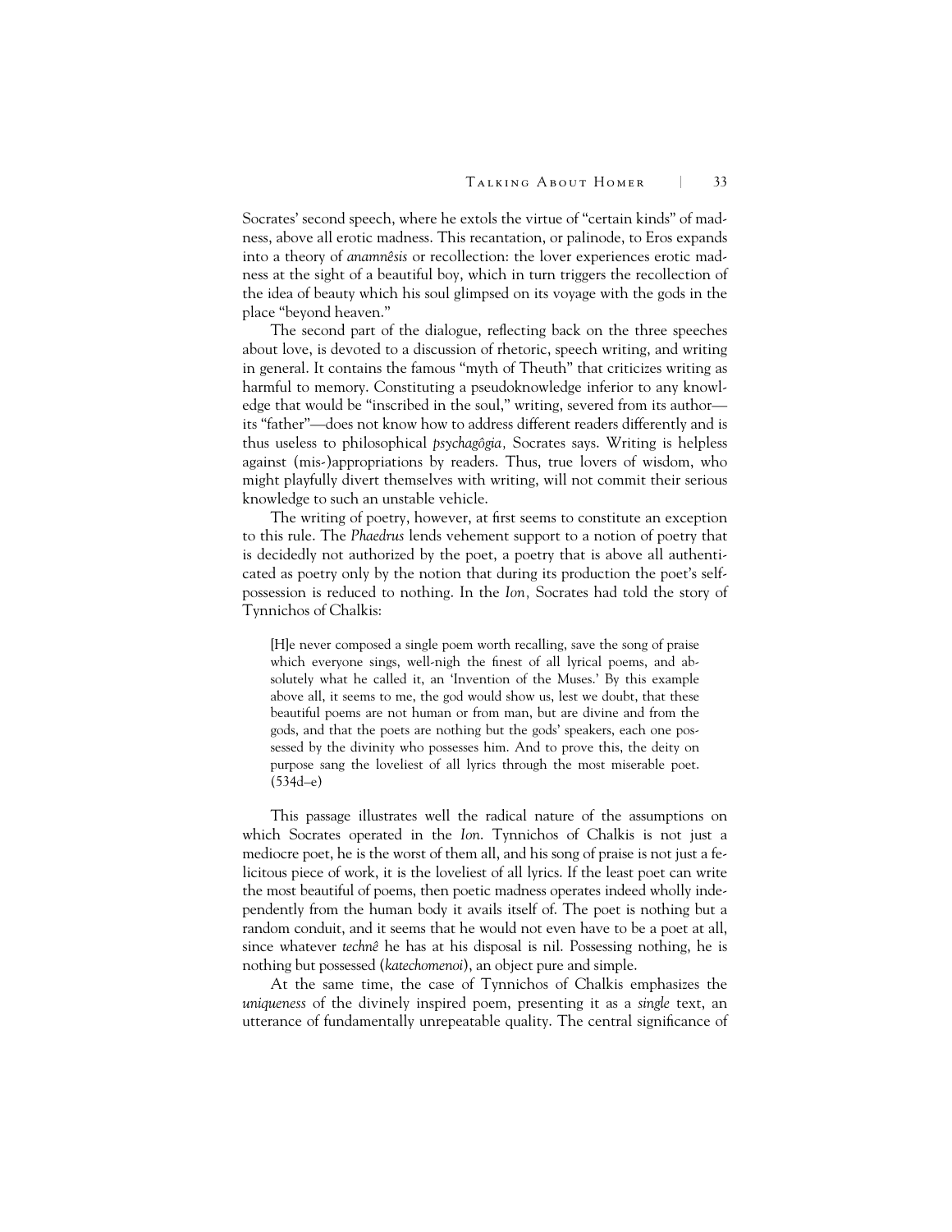Socrates' second speech, where he extols the virtue of "certain kinds" of madness, above all erotic madness. This recantation, or palinode, to Eros expands into a theory of *anamnêsis* or recollection: the lover experiences erotic madness at the sight of a beautiful boy, which in turn triggers the recollection of the idea of beauty which his soul glimpsed on its voyage with the gods in the place "beyond heaven."

The second part of the dialogue, reflecting back on the three speeches about love, is devoted to a discussion of rhetoric, speech writing, and writing in general. It contains the famous "myth of Theuth" that criticizes writing as harmful to memory. Constituting a pseudoknowledge inferior to any knowledge that would be "inscribed in the soul," writing, severed from its author—its "father"—does not know how to address different readers differently and is thus useless to philosophical *psychagôgia,* Socrates says. Writing is helpless against (mis-)appropriations by readers. Thus, true lovers of wisdom, who might playfully divert themselves with writing, will not commit their serious knowledge to such an unstable vehicle.

The writing of poetry, however, at first seems to constitute an exception to this rule. The *Phaedrus* lends vehement support to a notion of poetry that is decidedly not authorized by the poet, a poetry that is above all authenticated as poetry only by the notion that during its production the poet's self-possession is reduced to nothing. In the *Ion,* Socrates had told the story of Tynnichos of Chalkis:

> [H]e never composed a single poem worth recalling, save the song of praise which everyone sings, well-nigh the finest of all lyrical poems, and absolutely what he called it, an 'Invention of the Muses.' By this example above all, it seems to me, the god would show us, lest we doubt, that these beautiful poems are not human or from man, but are divine and from the gods, and that the poets are nothing but the gods' speakers, each one possessed by the divinity who possesses him. And to prove this, the deity on purpose sang the loveliest of all lyrics through the most miserable poet. (534d–e)

This passage illustrates well the radical nature of the assumptions on which Socrates operated in the *Ion.* Tynnichos of Chalkis is not just a mediocre poet, he is the worst of them all, and his song of praise is not just a felicitous piece of work, it is the loveliest of all lyrics. If the least poet can write the most beautiful of poems, then poetic madness operates indeed wholly independently from the human body it avails itself of. The poet is nothing but a random conduit, and it seems that he would not even have to be a poet at all, since whatever *technê* he has at his disposal is nil. Possessing nothing, he is nothing but possessed (*katechomenoi*), an object pure and simple.

At the same time, the case of Tynnichos of Chalkis emphasizes the *uniqueness* of the divinely inspired poem, presenting it as a *single* text, an utterance of fundamentally unrepeatable quality. The central significance of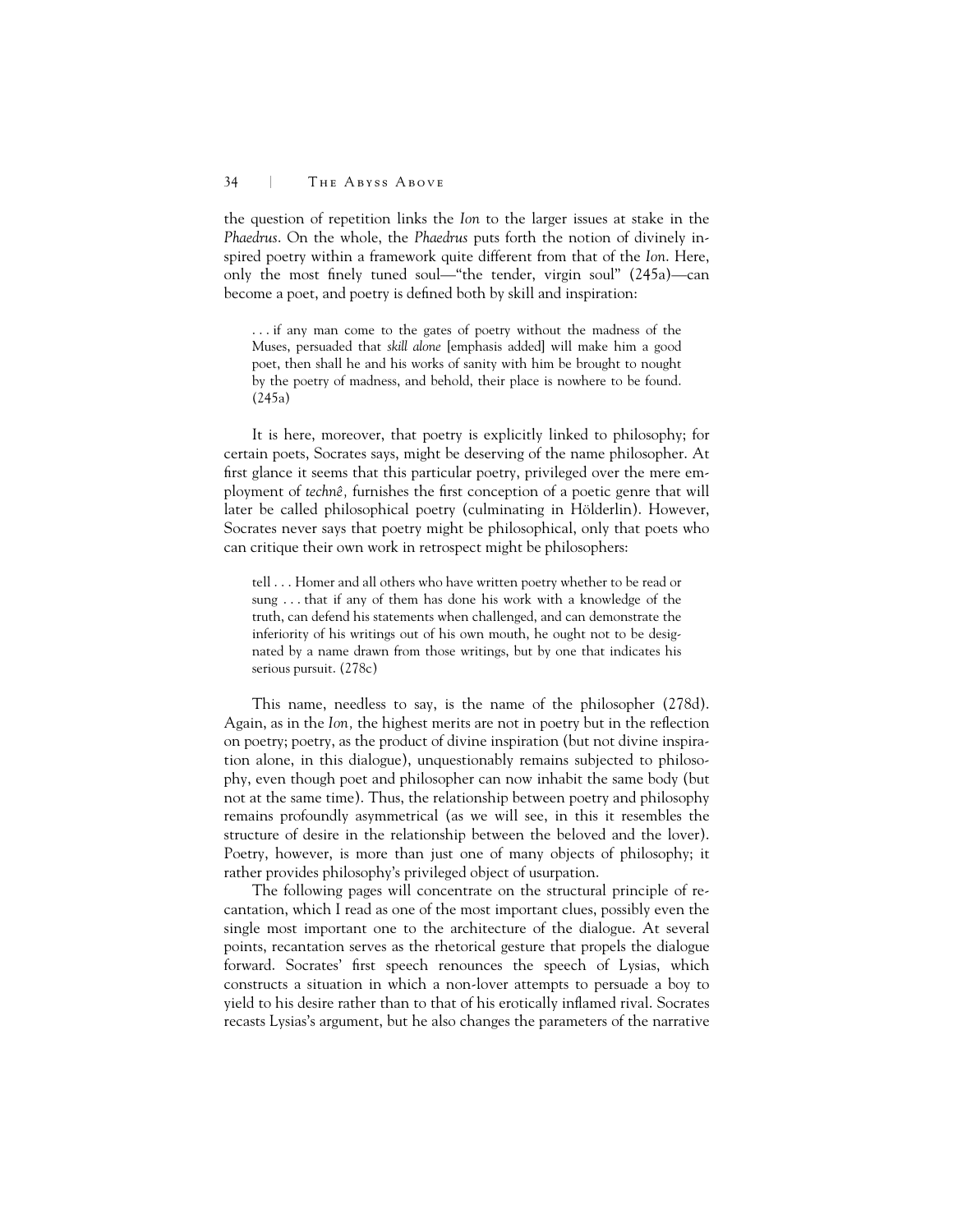the question of repetition links the *Ion* to the larger issues at stake in the *Phaedrus*. On the whole, the *Phaedrus* puts forth the notion of divinely inspired poetry within a framework quite different from that of the *Ion*. Here, only the most finely tuned soul—"the tender, virgin soul" (245a)—can become a poet, and poetry is defined both by skill and inspiration:

> . . . if any man come to the gates of poetry without the madness of the Muses, persuaded that *skill alone* [emphasis added] will make him a good poet, then shall he and his works of sanity with him be brought to nought by the poetry of madness, and behold, their place is nowhere to be found. (245a)

It is here, moreover, that poetry is explicitly linked to philosophy; for certain poets, Socrates says, might be deserving of the name philosopher. At first glance it seems that this particular poetry, privileged over the mere employment of *technê,* furnishes the first conception of a poetic genre that will later be called philosophical poetry (culminating in Hölderlin). However, Socrates never says that poetry might be philosophical, only that poets who can critique their own work in retrospect might be philosophers:

> tell . . . Homer and all others who have written poetry whether to be read or sung . . . that if any of them has done his work with a knowledge of the truth, can defend his statements when challenged, and can demonstrate the inferiority of his writings out of his own mouth, he ought not to be designated by a name drawn from those writings, but by one that indicates his serious pursuit. (278c)

This name, needless to say, is the name of the philosopher (278d). Again, as in the *Ion,* the highest merits are not in poetry but in the reflection on poetry; poetry, as the product of divine inspiration (but not divine inspiration alone, in this dialogue), unquestionably remains subjected to philosophy, even though poet and philosopher can now inhabit the same body (but not at the same time). Thus, the relationship between poetry and philosophy remains profoundly asymmetrical (as we will see, in this it resembles the structure of desire in the relationship between the beloved and the lover). Poetry, however, is more than just one of many objects of philosophy; it rather provides philosophy's privileged object of usurpation.

The following pages will concentrate on the structural principle of recantation, which I read as one of the most important clues, possibly even the single most important one to the architecture of the dialogue. At several points, recantation serves as the rhetorical gesture that propels the dialogue forward. Socrates' first speech renounces the speech of Lysias, which constructs a situation in which a non-lover attempts to persuade a boy to yield to his desire rather than to that of his erotically inflamed rival. Socrates recasts Lysias's argument, but he also changes the parameters of the narrative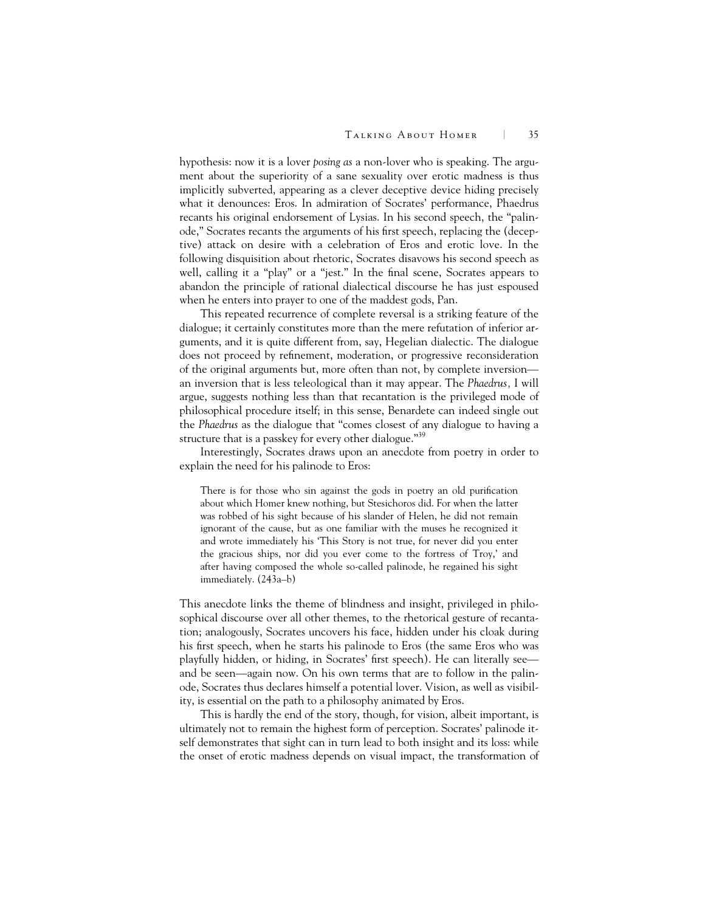hypothesis: now it is a lover *posing as* a non-lover who is speaking. The argument about the superiority of a sane sexuality over erotic madness is thus implicitly subverted, appearing as a clever deceptive device hiding precisely what it denounces: Eros. In admiration of Socrates' performance, Phaedrus recants his original endorsement of Lysias. In his second speech, the "palinode," Socrates recants the arguments of his first speech, replacing the (deceptive) attack on desire with a celebration of Eros and erotic love. In the following disquisition about rhetoric, Socrates disavows his second speech as well, calling it a "play" or a "jest." In the final scene, Socrates appears to abandon the principle of rational dialectical discourse he has just espoused when he enters into prayer to one of the maddest gods, Pan.

This repeated recurrence of complete reversal is a striking feature of the dialogue; it certainly constitutes more than the mere refutation of inferior arguments, and it is quite different from, say, Hegelian dialectic. The dialogue does not proceed by refinement, moderation, or progressive reconsideration of the original arguments but, more often than not, by complete inversion—an inversion that is less teleological than it may appear. The *Phaedrus,* I will argue, suggests nothing less than that recantation is the privileged mode of philosophical procedure itself; in this sense, Benardete can indeed single out the *Phaedrus* as the dialogue that "comes closest of any dialogue to having a structure that is a passkey for every other dialogue."[39]

Interestingly, Socrates draws upon an anecdote from poetry in order to explain the need for his palinode to Eros:

> There is for those who sin against the gods in poetry an old purification about which Homer knew nothing, but Stesichoros did. For when the latter was robbed of his sight because of his slander of Helen, he did not remain ignorant of the cause, but as one familiar with the muses he recognized it and wrote immediately his 'This Story is not true, for never did you enter the gracious ships, nor did you ever come to the fortress of Troy,' and after having composed the whole so-called palinode, he regained his sight immediately. (243a–b)

This anecdote links the theme of blindness and insight, privileged in philosophical discourse over all other themes, to the rhetorical gesture of recantation; analogously, Socrates uncovers his face, hidden under his cloak during his first speech, when he starts his palinode to Eros (the same Eros who was playfully hidden, or hiding, in Socrates' first speech). He can literally see—and be seen—again now. On his own terms that are to follow in the palinode, Socrates thus declares himself a potential lover. Vision, as well as visibility, is essential on the path to a philosophy animated by Eros.

This is hardly the end of the story, though, for vision, albeit important, is ultimately not to remain the highest form of perception. Socrates' palinode itself demonstrates that sight can in turn lead to both insight and its loss: while the onset of erotic madness depends on visual impact, the transformation of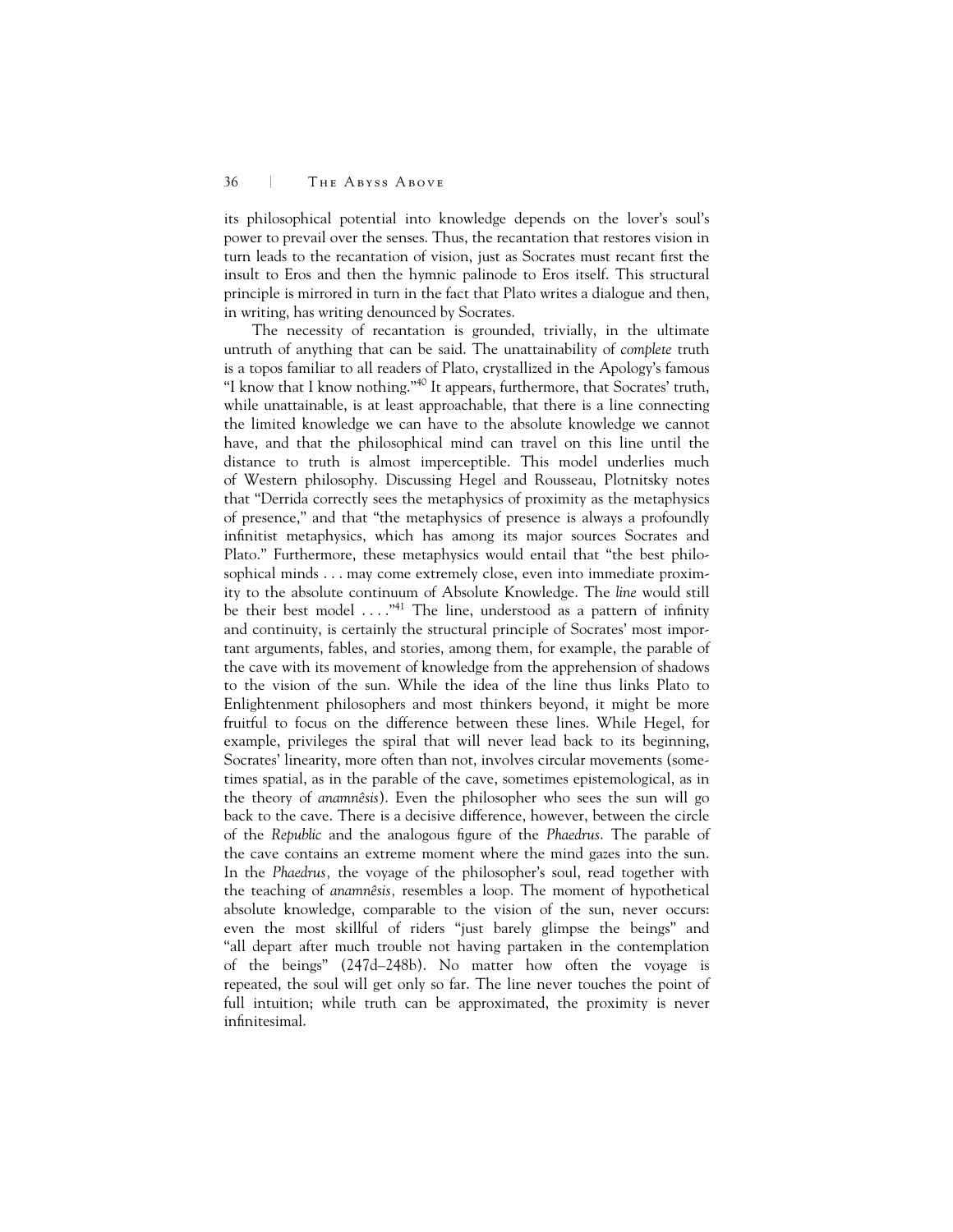its philosophical potential into knowledge depends on the lover's soul's power to prevail over the senses. Thus, the recantation that restores vision in turn leads to the recantation of vision, just as Socrates must recant first the insult to Eros and then the hymnic palinode to Eros itself. This structural principle is mirrored in turn in the fact that Plato writes a dialogue and then, in writing, has writing denounced by Socrates.

The necessity of recantation is grounded, trivially, in the ultimate untruth of anything that can be said. The unattainability of *complete* truth is a topos familiar to all readers of Plato, crystallized in the Apology's famous "I know that I know nothing."[40] It appears, furthermore, that Socrates' truth, while unattainable, is at least approachable, that there is a line connecting the limited knowledge we can have to the absolute knowledge we cannot have, and that the philosophical mind can travel on this line until the distance to truth is almost imperceptible. This model underlies much of Western philosophy. Discussing Hegel and Rousseau, Plotnitsky notes that "Derrida correctly sees the metaphysics of proximity as the metaphysics of presence," and that "the metaphysics of presence is always a profoundly infinitist metaphysics, which has among its major sources Socrates and Plato." Furthermore, these metaphysics would entail that "the best philosophical minds . . . may come extremely close, even into immediate proximity to the absolute continuum of Absolute Knowledge. The *line* would still be their best model . . . ."[41] The line, understood as a pattern of infinity and continuity, is certainly the structural principle of Socrates' most important arguments, fables, and stories, among them, for example, the parable of the cave with its movement of knowledge from the apprehension of shadows to the vision of the sun. While the idea of the line thus links Plato to Enlightenment philosophers and most thinkers beyond, it might be more fruitful to focus on the difference between these lines. While Hegel, for example, privileges the spiral that will never lead back to its beginning, Socrates' linearity, more often than not, involves circular movements (sometimes spatial, as in the parable of the cave, sometimes epistemological, as in the theory of *anamnêsis*). Even the philosopher who sees the sun will go back to the cave. There is a decisive difference, however, between the circle of the *Republic* and the analogous figure of the *Phaedrus*. The parable of the cave contains an extreme moment where the mind gazes into the sun. In the *Phaedrus*, the voyage of the philosopher's soul, read together with the teaching of *anamnêsis*, resembles a loop. The moment of hypothetical absolute knowledge, comparable to the vision of the sun, never occurs: even the most skillful of riders "just barely glimpse the beings" and "all depart after much trouble not having partaken in the contemplation of the beings" (247d–248b). No matter how often the voyage is repeated, the soul will get only so far. The line never touches the point of full intuition; while truth can be approximated, the proximity is never infinitesimal.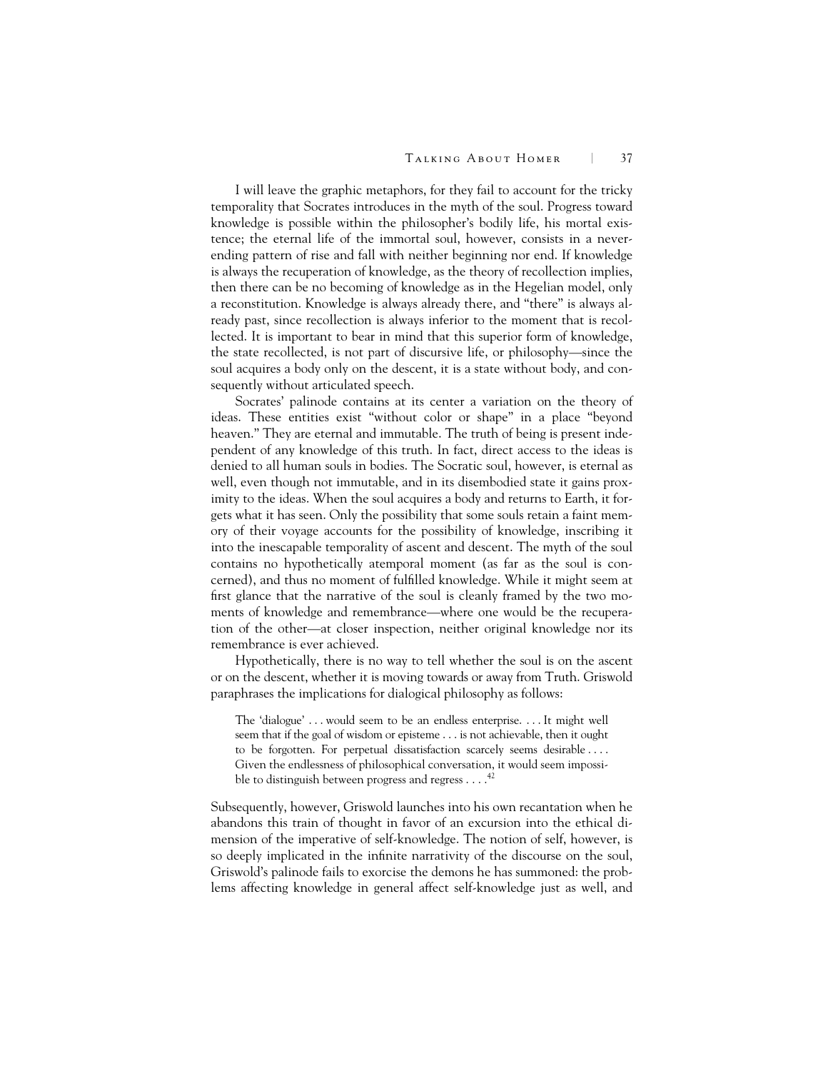I will leave the graphic metaphors, for they fail to account for the tricky temporality that Socrates introduces in the myth of the soul. Progress toward knowledge is possible within the philosopher's bodily life, his mortal existence; the eternal life of the immortal soul, however, consists in a never-ending pattern of rise and fall with neither beginning nor end. If knowledge is always the recuperation of knowledge, as the theory of recollection implies, then there can be no becoming of knowledge as in the Hegelian model, only a reconstitution. Knowledge is always already there, and "there" is always already past, since recollection is always inferior to the moment that is recollected. It is important to bear in mind that this superior form of knowledge, the state recollected, is not part of discursive life, or philosophy—since the soul acquires a body only on the descent, it is a state without body, and consequently without articulated speech.

Socrates' palinode contains at its center a variation on the theory of ideas. These entities exist "without color or shape" in a place "beyond heaven." They are eternal and immutable. The truth of being is present independent of any knowledge of this truth. In fact, direct access to the ideas is denied to all human souls in bodies. The Socratic soul, however, is eternal as well, even though not immutable, and in its disembodied state it gains proximity to the ideas. When the soul acquires a body and returns to Earth, it forgets what it has seen. Only the possibility that some souls retain a faint memory of their voyage accounts for the possibility of knowledge, inscribing it into the inescapable temporality of ascent and descent. The myth of the soul contains no hypothetically atemporal moment (as far as the soul is concerned), and thus no moment of fulfilled knowledge. While it might seem at first glance that the narrative of the soul is cleanly framed by the two moments of knowledge and remembrance—where one would be the recuperation of the other—at closer inspection, neither original knowledge nor its remembrance is ever achieved.

Hypothetically, there is no way to tell whether the soul is on the ascent or on the descent, whether it is moving towards or away from Truth. Griswold paraphrases the implications for dialogical philosophy as follows:

> The 'dialogue' . . . would seem to be an endless enterprise. . . . It might well seem that if the goal of wisdom or episteme . . . is not achievable, then it ought to be forgotten. For perpetual dissatisfaction scarcely seems desirable . . . . Given the endlessness of philosophical conversation, it would seem impossible to distinguish between progress and regress . . . .[42]

Subsequently, however, Griswold launches into his own recantation when he abandons this train of thought in favor of an excursion into the ethical dimension of the imperative of self-knowledge. The notion of self, however, is so deeply implicated in the infinite narrativity of the discourse on the soul, Griswold's palinode fails to exorcise the demons he has summoned: the problems affecting knowledge in general affect self-knowledge just as well, and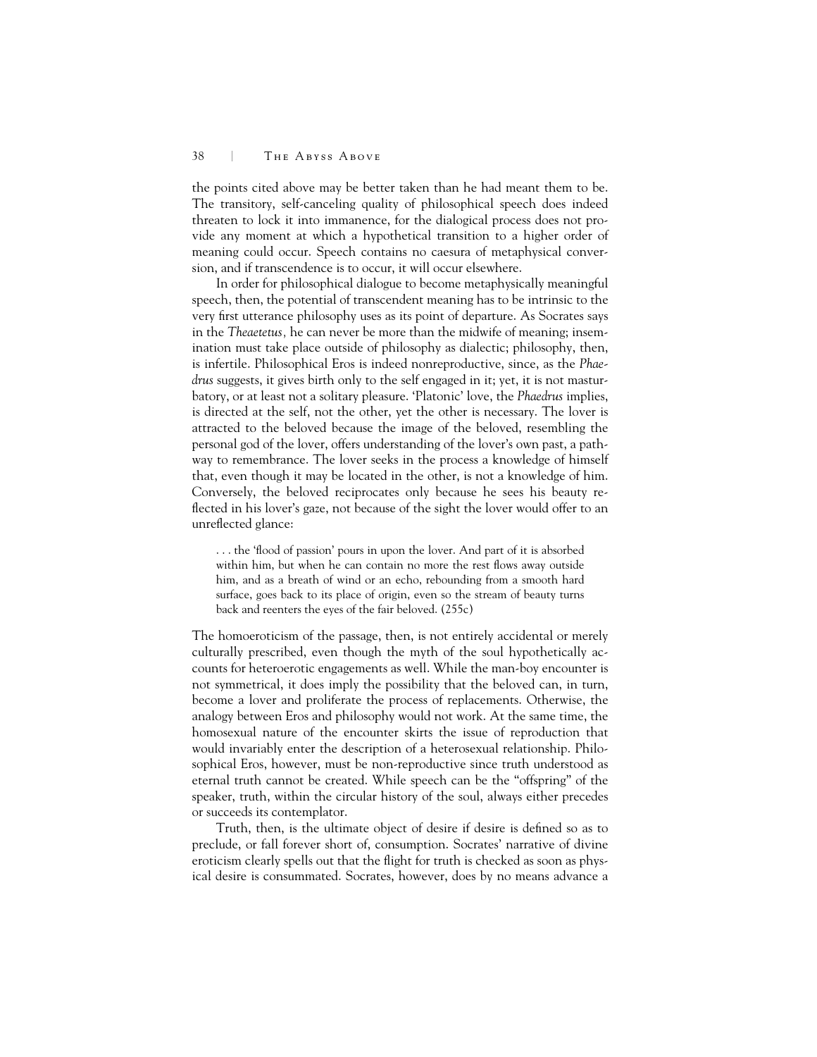the points cited above may be better taken than he had meant them to be. The transitory, self-canceling quality of philosophical speech does indeed threaten to lock it into immanence, for the dialogical process does not provide any moment at which a hypothetical transition to a higher order of meaning could occur. Speech contains no caesura of metaphysical conversion, and if transcendence is to occur, it will occur elsewhere.

In order for philosophical dialogue to become metaphysically meaningful speech, then, the potential of transcendent meaning has to be intrinsic to the very first utterance philosophy uses as its point of departure. As Socrates says in the *Theaetetus*, he can never be more than the midwife of meaning; insemination must take place outside of philosophy as dialectic; philosophy, then, is infertile. Philosophical Eros is indeed nonreproductive, since, as the *Phaedrus* suggests, it gives birth only to the self engaged in it; yet, it is not masturbatory, or at least not a solitary pleasure. 'Platonic' love, the *Phaedrus* implies, is directed at the self, not the other, yet the other is necessary. The lover is attracted to the beloved because the image of the beloved, resembling the personal god of the lover, offers understanding of the lover's own past, a pathway to remembrance. The lover seeks in the process a knowledge of himself that, even though it may be located in the other, is not a knowledge of him. Conversely, the beloved reciprocates only because he sees his beauty reflected in his lover's gaze, not because of the sight the lover would offer to an unreflected glance:

> . . . the 'flood of passion' pours in upon the lover. And part of it is absorbed within him, but when he can contain no more the rest flows away outside him, and as a breath of wind or an echo, rebounding from a smooth hard surface, goes back to its place of origin, even so the stream of beauty turns back and reenters the eyes of the fair beloved. (255c)

The homoeroticism of the passage, then, is not entirely accidental or merely culturally prescribed, even though the myth of the soul hypothetically accounts for heteroerotic engagements as well. While the man-boy encounter is not symmetrical, it does imply the possibility that the beloved can, in turn, become a lover and proliferate the process of replacements. Otherwise, the analogy between Eros and philosophy would not work. At the same time, the homosexual nature of the encounter skirts the issue of reproduction that would invariably enter the description of a heterosexual relationship. Philosophical Eros, however, must be non-reproductive since truth understood as eternal truth cannot be created. While speech can be the "offspring" of the speaker, truth, within the circular history of the soul, always either precedes or succeeds its contemplator.

Truth, then, is the ultimate object of desire if desire is defined so as to preclude, or fall forever short of, consumption. Socrates' narrative of divine eroticism clearly spells out that the flight for truth is checked as soon as physical desire is consummated. Socrates, however, does by no means advance a